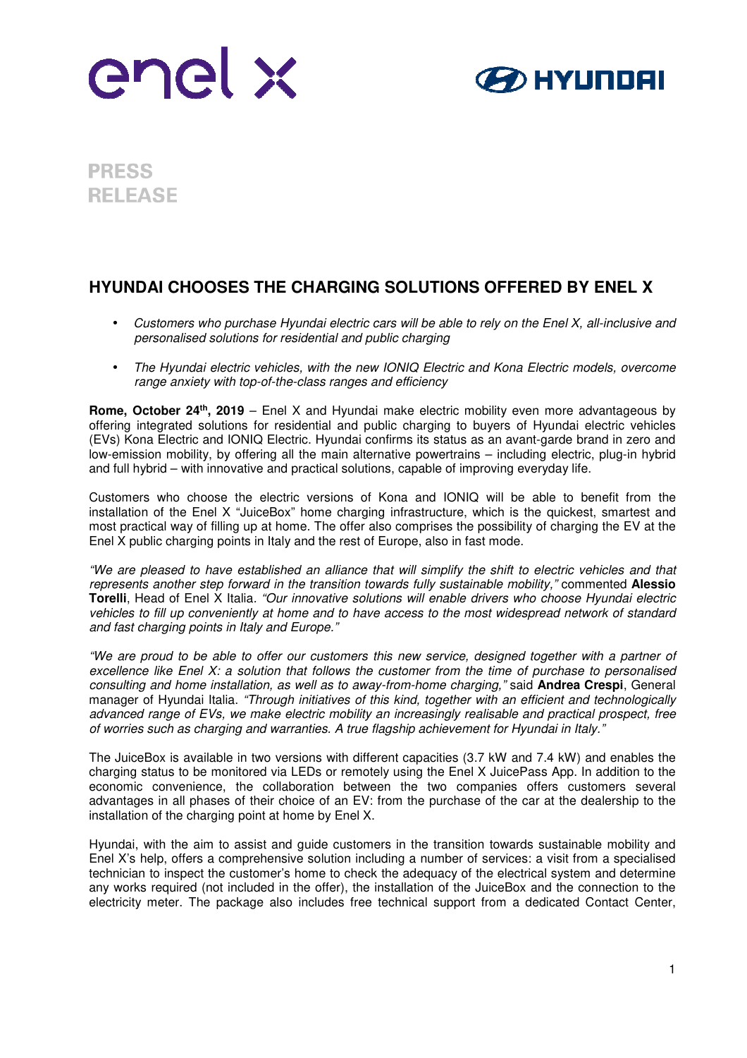PRESS
RELEASE

## HYUNDAI CHOOSES THE CHARGING SOLUTIONS OFFERED BY ENEL X

- *Customers who purchase Hyundai electric cars will be able to rely on the Enel X, all-inclusive and personalised solutions for residential and public charging*
- *The Hyundai electric vehicles, with the new IONIQ Electric and Kona Electric models, overcome range anxiety with top-of-the-class ranges and efficiency*

**Rome, October 24th, 2019** – Enel X and Hyundai make electric mobility even more advantageous by offering integrated solutions for residential and public charging to buyers of Hyundai electric vehicles (EVs) Kona Electric and IONIQ Electric. Hyundai confirms its status as an avant-garde brand in zero and low-emission mobility, by offering all the main alternative powertrains – including electric, plug-in hybrid and full hybrid – with innovative and practical solutions, capable of improving everyday life.

Customers who choose the electric versions of Kona and IONIQ will be able to benefit from the installation of the Enel X "JuiceBox" home charging infrastructure, which is the quickest, smartest and most practical way of filling up at home. The offer also comprises the possibility of charging the EV at the Enel X public charging points in Italy and the rest of Europe, also in fast mode.

*"We are pleased to have established an alliance that will simplify the shift to electric vehicles and that represents another step forward in the transition towards fully sustainable mobility,"* commented **Alessio Torelli**, Head of Enel X Italia. *"Our innovative solutions will enable drivers who choose Hyundai electric vehicles to fill up conveniently at home and to have access to the most widespread network of standard and fast charging points in Italy and Europe."*

*"We are proud to be able to offer our customers this new service, designed together with a partner of excellence like Enel X: a solution that follows the customer from the time of purchase to personalised consulting and home installation, as well as to away-from-home charging,"* said **Andrea Crespi**, General manager of Hyundai Italia. *"Through initiatives of this kind, together with an efficient and technologically advanced range of EVs, we make electric mobility an increasingly realisable and practical prospect, free of worries such as charging and warranties. A true flagship achievement for Hyundai in Italy."*

The JuiceBox is available in two versions with different capacities (3.7 kW and 7.4 kW) and enables the charging status to be monitored via LEDs or remotely using the Enel X JuicePass App. In addition to the economic convenience, the collaboration between the two companies offers customers several advantages in all phases of their choice of an EV: from the purchase of the car at the dealership to the installation of the charging point at home by Enel X.

Hyundai, with the aim to assist and guide customers in the transition towards sustainable mobility and Enel X's help, offers a comprehensive solution including a number of services: a visit from a specialised technician to inspect the customer's home to check the adequacy of the electrical system and determine any works required (not included in the offer), the installation of the JuiceBox and the connection to the electricity meter. The package also includes free technical support from a dedicated Contact Center,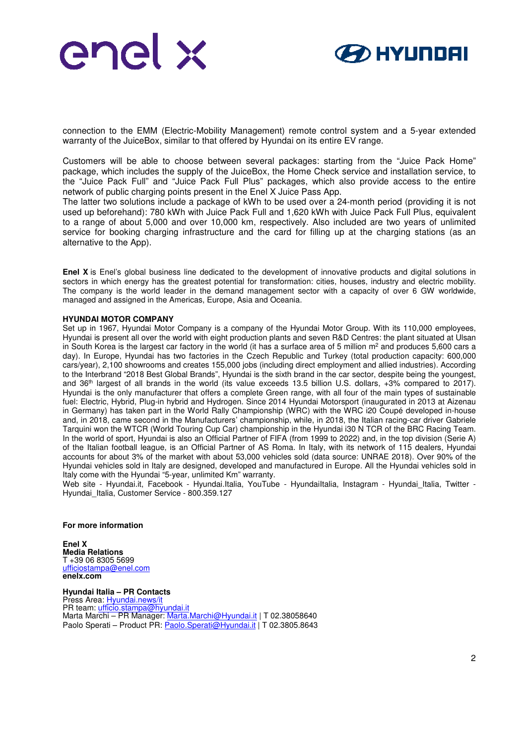connection to the EMM (Electric-Mobility Management) remote control system and a 5-year extended warranty of the JuiceBox, similar to that offered by Hyundai on its entire EV range.

Customers will be able to choose between several packages: starting from the "Juice Pack Home" package, which includes the supply of the JuiceBox, the Home Check service and installation service, to the "Juice Pack Full" and "Juice Pack Full Plus" packages, which also provide access to the entire network of public charging points present in the Enel X Juice Pass App.
The latter two solutions include a package of kWh to be used over a 24-month period (providing it is not used up beforehand): 780 kWh with Juice Pack Full and 1,620 kWh with Juice Pack Full Plus, equivalent to a range of about 5,000 and over 10,000 km, respectively. Also included are two years of unlimited service for booking charging infrastructure and the card for filling up at the charging stations (as an alternative to the App).

**Enel X** is Enel's global business line dedicated to the development of innovative products and digital solutions in sectors in which energy has the greatest potential for transformation: cities, houses, industry and electric mobility. The company is the world leader in the demand management sector with a capacity of over 6 GW worldwide, managed and assigned in the Americas, Europe, Asia and Oceania.

**HYUNDAI MOTOR COMPANY**
Set up in 1967, Hyundai Motor Company is a company of the Hyundai Motor Group. With its 110,000 employees, Hyundai is present all over the world with eight production plants and seven R&D Centres: the plant situated at Ulsan in South Korea is the largest car factory in the world (it has a surface area of 5 million m² and produces 5,600 cars a day). In Europe, Hyundai has two factories in the Czech Republic and Turkey (total production capacity: 600,000 cars/year), 2,100 showrooms and creates 155,000 jobs (including direct employment and allied industries). According to the Interbrand "2018 Best Global Brands", Hyundai is the sixth brand in the car sector, despite being the youngest, and 36th largest of all brands in the world (its value exceeds 13.5 billion U.S. dollars, +3% compared to 2017). Hyundai is the only manufacturer that offers a complete Green range, with all four of the main types of sustainable fuel: Electric, Hybrid, Plug-in hybrid and Hydrogen. Since 2014 Hyundai Motorsport (inaugurated in 2013 at Aizenau in Germany) has taken part in the World Rally Championship (WRC) with the WRC i20 Coupé developed in-house and, in 2018, came second in the Manufacturers' championship, while, in 2018, the Italian racing-car driver Gabriele Tarquini won the WTCR (World Touring Cup Car) championship in the Hyundai i30 N TCR of the BRC Racing Team. In the world of sport, Hyundai is also an Official Partner of FIFA (from 1999 to 2022) and, in the top division (Serie A) of the Italian football league, is an Official Partner of AS Roma. In Italy, with its network of 115 dealers, Hyundai accounts for about 3% of the market with about 53,000 vehicles sold (data source: UNRAE 2018). Over 90% of the Hyundai vehicles sold in Italy are designed, developed and manufactured in Europe. All the Hyundai vehicles sold in Italy come with the Hyundai "5-year, unlimited Km" warranty.
Web site - Hyundai.it, Facebook - Hyundai.Italia, YouTube - HyundaiItalia, Instagram - Hyundai_Italia, Twitter - Hyundai_Italia, Customer Service - 800.359.127

**For more information**

**Enel X**
**Media Relations**
T +39 06 8305 5699
ufficiostampa@enel.com
**enelx.com**

**Hyundai Italia – PR Contacts**
Press Area: Hyundai.news/it
PR team: ufficio.stampa@hyundai.it
Marta Marchi – PR Manager: Marta.Marchi@Hyundai.it | T 02.38058640
Paolo Sperati – Product PR: Paolo.Sperati@Hyundai.it | T 02.3805.8643